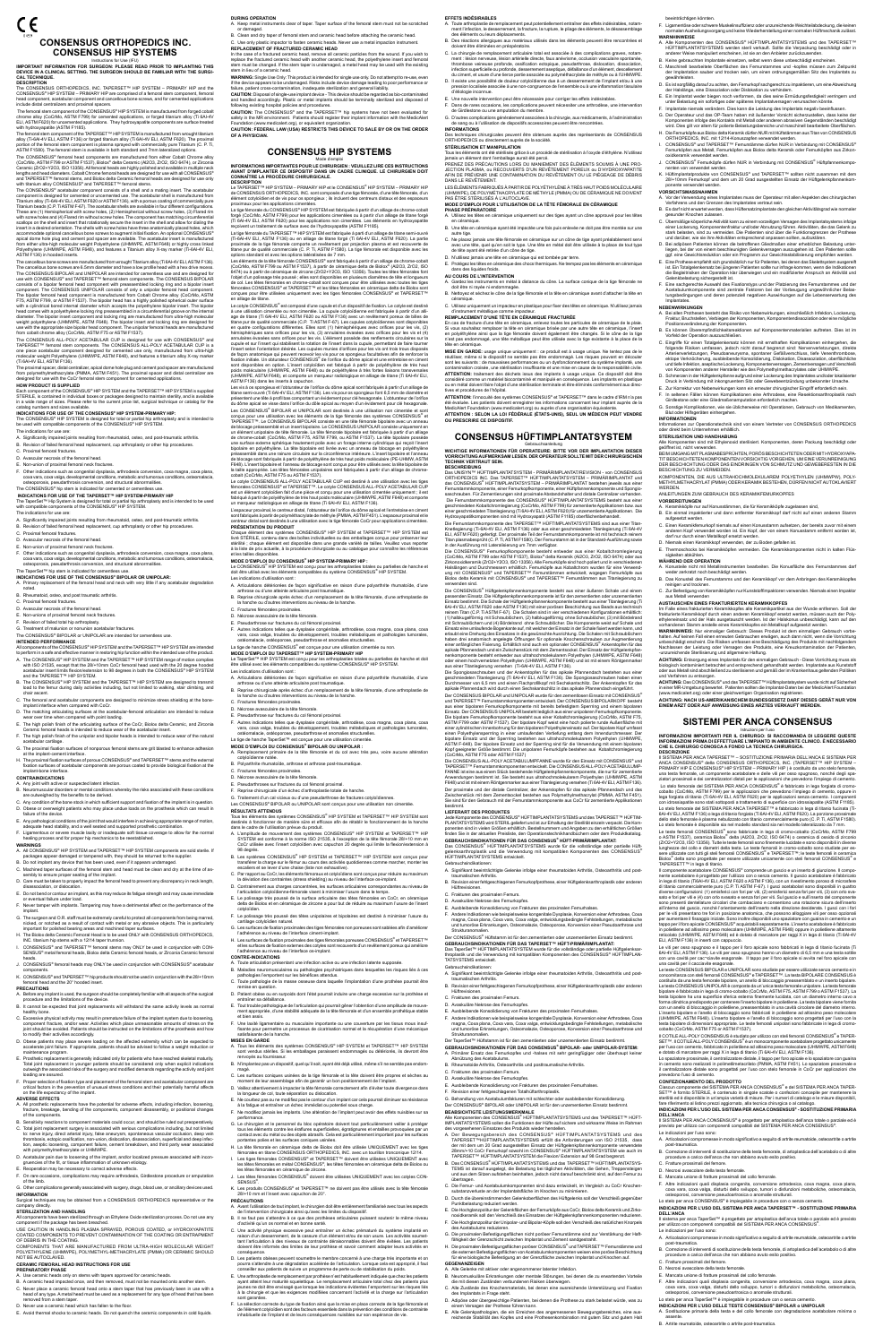# CONSENSUS ORTHOPEDICS INC.
# CONSENSUS HIP SYSTEMS

Instructions for Use

**IMPORTANT INFORMATION FOR SURGEON: PLEASE READ PRIOR TO IMPLANTING THIS DEVICE IN A CLINICAL SETTING. THE SURGEON SHOULD BE FAMILIAR WITH THE SURGICAL TECHNIQUE.**

## DESCRIPTION

## HOW PRODUCT IS SUPPLIED

## INDICATIONS FOR USE OF CONSENSUS® HIP SYSTEM-PRIMARY HIP

## INDICATIONS FOR USE OF THE CONSENSUS® HIP SYSTEM-TAPERSET™ HIP

## INDICATIONS FOR USE OF THE CONSENSUS® BIPOLAR OR UNIPOLAR:

## INTENDED PERFORMANCE

## CONTRAINDICATIONS

## WARNINGS

## PRECAUTIONS

## ADVERSE EFFECTS

## INFORMATION

## STERILIZATION AND HANDLING

## CERAMIC FEMORAL HEAD INSTRUCTIONS FOR USE

## PREPARATORY PHASE

## DURING OPERATION

## REPLACEMENT OF FRACTURED CERAMIC HEAD

**CAUTION: FEDERAL LAW (USA) RESTRICTS THIS DEVICE TO SALE BY OR ON THE ORDER OF A PHYSICIAN.**

# CONSENSUS HIP SYSTEMS

Mode d'emploi

**INFORMATIONS IMPORTANTES POUR LE CHIRURGIEN : VEUILLEZ LIRE CES INSTRUCTIONS AVANT D'IMPLANTER CE DISPOSITIF DANS UN CADRE CLINIQUE. LE CHIRURGIEN DOIT CONNAÎTRE LA PROCÉDURE CHIRURGICALE.**

## DESCRIPTION

## PRÉSENTATION DU PRODUIT

## MODE D'EMPLOI DU CONSENSUS® HIP SYSTEM-PRIMARY HIP

## MODE D'EMPLOI DU CONSENSUS® HIP SYSTEM-TAPERSET™ HIP

## MODE D'EMPLOI DU CONSENSUS® BIPOLAIRE OU UNIPOLAIRE :

## RÉSULTATS ATTENDUS

## CONTRE-INDICATIONS

## MISES EN GARDE

## PRÉCAUTIONS

## EFFETS INDÉSIRABLES

## INFORMATIONS

## STÉRILISATION ET MANIPULATION

## MODE D'EMPLOI POUR L'UTILISATION DE LA TÊTE FÉMORALE EN CÉRAMIQUE

## PHASE PRÉPARATOIRE

## AU COURS DE L'INTERVENTION

## REMPLACEMENT D'UNE TÊTE EN CÉRAMIQUE FRACTURÉE

# CONSENSUS HÜFTIMPLANTATSYSTEM

Gebrauchsanleitung

**WICHTIGE INFORMATIONEN FÜR OPERATEURE: BITTE VOR DER IMPLANTATION DIESER VORRICHTUNG AUFMERKSAM LESEN. DER OPERATEUR SOLLTE MIT DER CHIRURGISCHEN TECHNIK VERTRAUT SEIN.**

## BESCHREIBUNG

## LIEFERART DES PRODUKTS

## GEBRAUCHSINDIKATIONEN FÜR DAS CONSENSUS® HÜFTIMPLANTATSYSTEM – PRIMÄRHÜFTE

## GEBRAUCHSINDIKATIONEN FÜR DAS CONSENSUS® HÜFT-PRIMÄRIMPLANTATSYSTEM – TAPERSET™

## GEBRAUCHSINDIKATIONEN FÜR DAS CONSENSUS® BIPOLAR- oder UNIPOLAR-SYSTEM:

## BEABSICHTIGTE LEISTUNG

## GEGENANZEIGEN

## WARNHINWEISE

## VORSICHTSMASSNAHMEN

## NEBENWIRKUNGEN

## INFORMATIONEN

## STERILISATION UND HANDHABUNG

## ANLEITUNG ZUM GEBRAUCH DER KERAMIKFEMURKÖPFE

## VORBEREITUNGSPHASE

## WÄHREND DER OPERATION

## AUSTAUSCHEN EINES FRAKTURIERTEN KERAMIKKOPFES

# SISTEMI PER ANCA CONSENSUS

Istruzioni per l'uso

**INFORMAZIONI IMPORTANTI PER IL CHIRURGO: SI RACCOMANDA DI LEGGERE QUESTE INFORMAZIONI PRIMA DI EFFETTUARE L'IMPIANTO IN AMBIENTE CLINICO. È NECESSARIO CHE IL CHIRURGO CONOSCA A FONDO LA TECNICA CHIRURGICA.**

## DESCRIZIONE

## CONFEZIONAMENTO DEL PRODOTTO

## INDICAZIONI PER L'USO DEL SISTEMA PER ANCA CONSENSUS® - SOSTITUZIONE PRIMARIA DELL'ANCA

## INDICAZIONI PER L'USO DEL SISTEMA PER ANCA CONSENSUS® - TAPERSET™

## INDICAZIONI PER L'USO DELLE TESTE CONSENSUS® BIPOLARI e UNIPOLARI: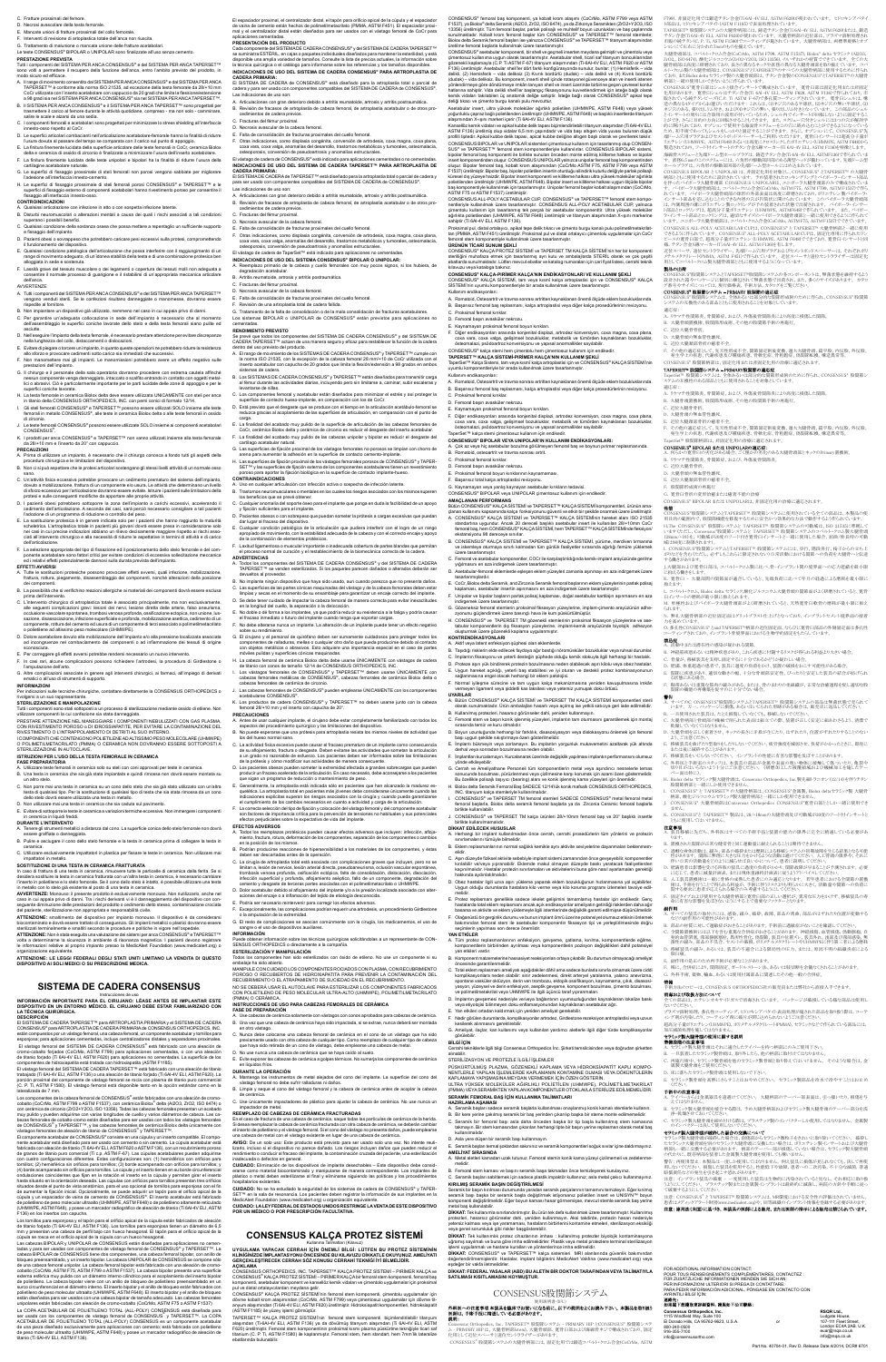# SISTEMA DE CADERA CONSENSUS

# CONSENSUS KALÇA PROTEZ SİSTEMİ

# CONSENSUS股関節システム

FOR ADDITIONAL INFORMATION CONTACT:

POUR TOUS RENSEIGNEMENTS COMPLÉMENTAIRES, CONTACTEZ:

FÜR ZUSÄTZLICHE INFORMATIONEN WENDEN SIE SICH AN:

PER INFORMAZIONI ULTERIORI SI PREGA DI CONTATTARE:

PARA PEDIR INFORMACIÓN ADICIONAL, PÓNGASE EN CONTACTO CON:

Consensus Orthopedics, Inc.
1115 Windfield Way, Suite 100
El Dorado Hills, CA 95762-9623, U.S.A.
800-249-0506
916-355-7100
info@consensus-ortho.com